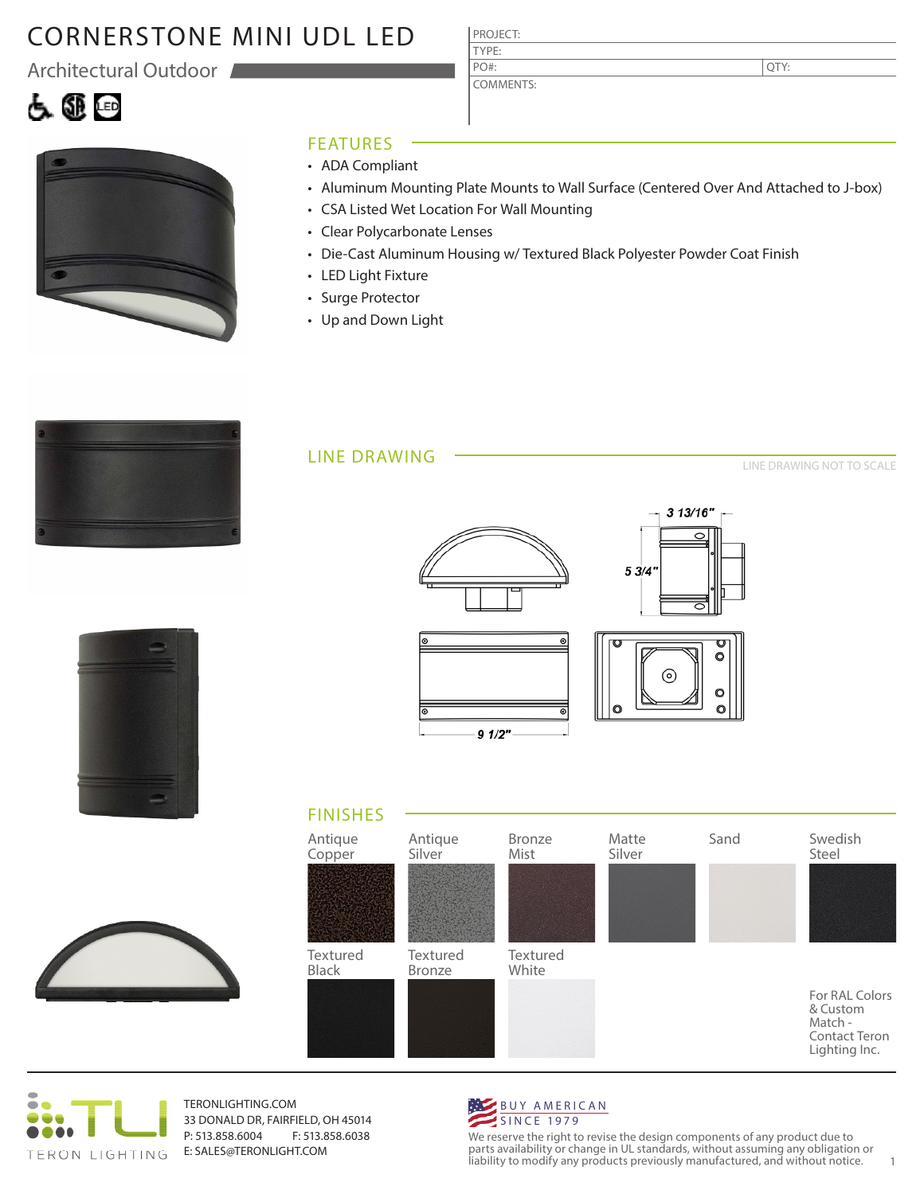# CORNERSTONE MINI UDL LED

Architectural Outdoor

| PROJECT: | |
|---|---|
| TYPE: | |
| PO#: | QTY: |
| COMMENTS: | |

## FEATURES

- ADA Compliant
- Aluminum Mounting Plate Mounts to Wall Surface (Centered Over And Attached to J-box)
- CSA Listed Wet Location For Wall Mounting
- Clear Polycarbonate Lenses
- Die-Cast Aluminum Housing w/ Textured Black Polyester Powder Coat Finish
- LED Light Fixture
- Surge Protector
- Up and Down Light

## LINE DRAWING

LINE DRAWING NOT TO SCALE

3 13/16"

5 3/4"

9 1/2"

## FINISHES

- Antique Copper
- Antique Silver
- Bronze Mist
- Matte Silver
- Sand
- Swedish Steel
- Textured Black
- Textured Bronze
- Textured White

For RAL Colors & Custom Match - Contact Teron Lighting Inc.

TERON LIGHTING

TERONLIGHTING.COM
33 DONALD DR, FAIRFIELD, OH 45014
P: 513.858.6004 F: 513.858.6038
E: SALES@TERONLIGHT.COM

BUY AMERICAN
SINCE 1979

We reserve the right to revise the design components of any product due to parts availability or change in UL standards, without assuming any obligation or liability to modify any products previously manufactured, and without notice.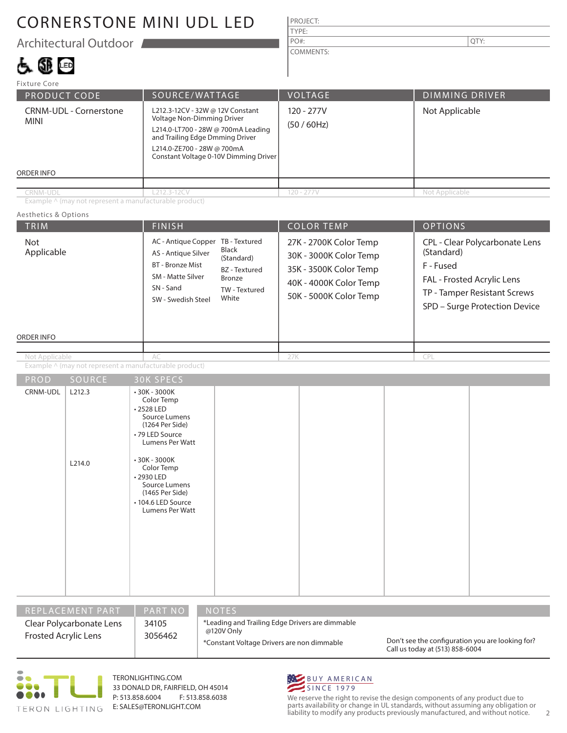# CORNERSTONE MINI UDL LED

## Architectural Outdoor

PROJECT:

TYPE:

PO#: QTY:

COMMENTS:

Fixture Core

| PRODUCT CODE | SOURCE/WATTAGE | VOLTAGE | DIMMING DRIVER |
|---|---|---|---|
| CRNM-UDL - Cornerstone MINI | L212.3-12CV - 32W @ 12V Constant Voltage Non-Dimming Driver<br>L214.0-LT700 - 28W @ 700mA Leading and Trailing Edge Dmming Driver<br>L214.0-ZE700 - 28W @ 700mA Constant Voltage 0-10V Dimming Driver | 120 - 277V<br>(50 / 60Hz) | Not Applicable |
| ORDER INFO | | | |
| CRNM-UDL | L212.3-12CV | 120 - 277V | Not Applicable |

Example ^ (may not represent a manufacturable product)

Aesthetics & Options

| TRIM | FINISH | COLOR TEMP | OPTIONS |
|---|---|---|---|
| Not Applicable | AC - Antique Copper<br>AS - Antique Silver<br>BT - Bronze Mist<br>SM - Matte Silver<br>SN - Sand<br>SW - Swedish Steel<br>TB - Textured Black (Standard)<br>BZ - Textured Bronze<br>TW - Textured White | 27K - 2700K Color Temp<br>30K - 3000K Color Temp<br>35K - 3500K Color Temp<br>40K - 4000K Color Temp<br>50K - 5000K Color Temp | CPL - Clear Polycarbonate Lens (Standard)<br>F - Fused<br>FAL - Frosted Acrylic Lens<br>TP - Tamper Resistant Screws<br>SPD – Surge Protection Device |
| ORDER INFO | | | |
| Not Applicable | AC | 27K | CPL |

Example ^ (may not represent a manufacturable product)

| PROD | SOURCE | 30K SPECS |
|---|---|---|
| CRNM-UDL | L212.3 | • 30K - 3000K Color Temp<br>• 2528 LED Source Lumens (1264 Per Side)<br>• 79 LED Source Lumens Per Watt |
| | L214.0 | • 30K - 3000K Color Temp<br>• 2930 LED Source Lumens (1465 Per Side)<br>• 104.6 LED Source Lumens Per Watt |

| REPLACEMENT PART | PART NO |
|---|---|
| Clear Polycarbonate Lens | 34105 |
| Frosted Acrylic Lens | 3056462 |

**NOTES**

*Leading and Trailing Edge Drivers are dimmable @120V Only

*Constant Voltage Drivers are non dimmable

Don't see the configuration you are looking for? Call us today at (513) 858-6004

TERON LIGHTING

TERONLIGHTING.COM
33 DONALD DR, FAIRFIELD, OH 45014
P: 513.858.6004 F: 513.858.6038
E: SALES@TERONLIGHT.COM

BUY AMERICAN SINCE 1979

We reserve the right to revise the design components of any product due to parts availability or change in UL standards, without assuming any obligation or liability to modify any products previously manufactured, and without notice.